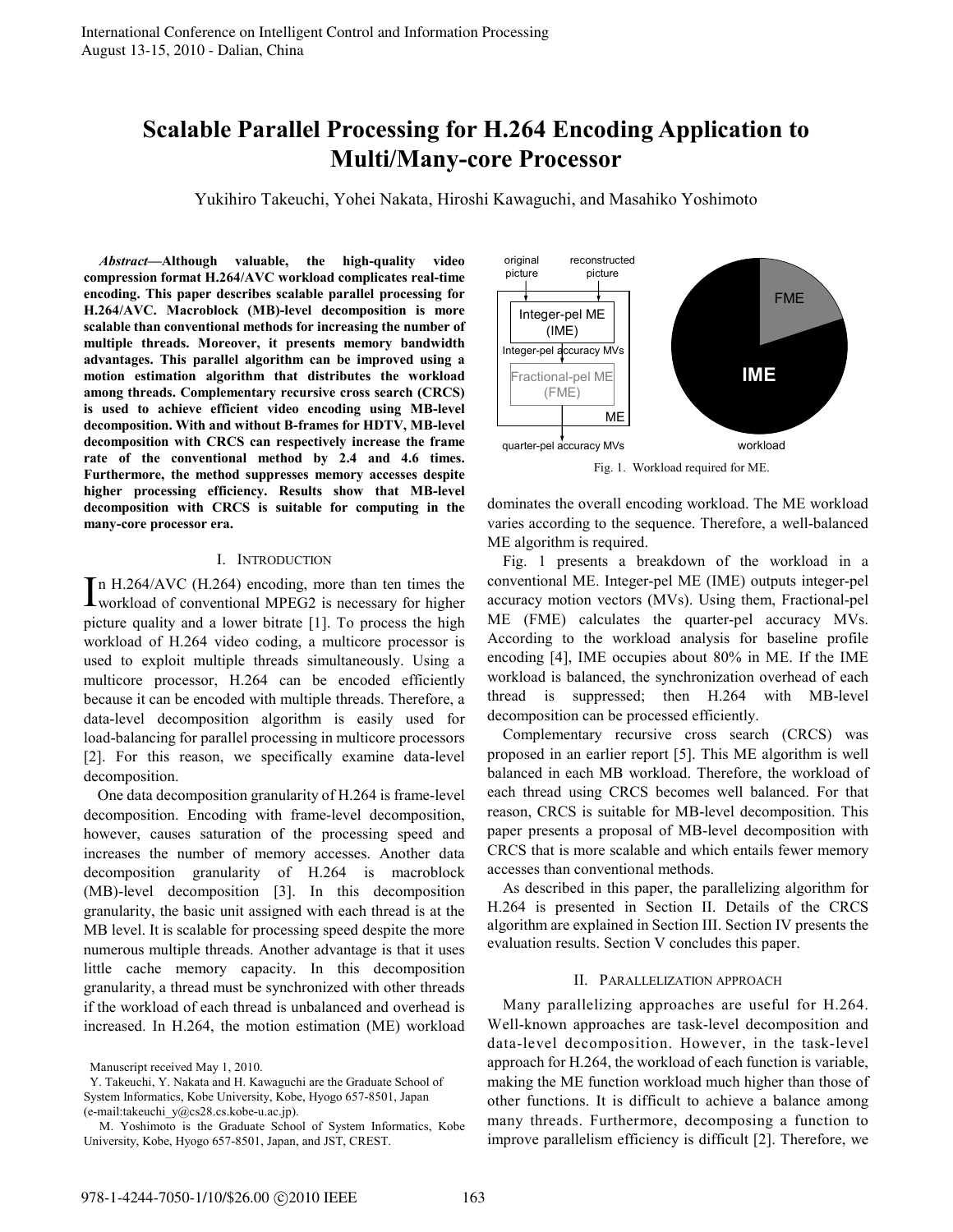# Scalable Parallel Processing for H.264 Encoding Application to Multi/Many-core Processor

Yukihiro Takeuchi, Yohei Nakata, Hiroshi Kawaguchi, and Masahiko Yoshimoto

***Abstract*—Although valuable, the high-quality video compression format H.264/AVC workload complicates real-time encoding. This paper describes scalable parallel processing for H.264/AVC. Macroblock (MB)-level decomposition is more scalable than conventional methods for increasing the number of multiple threads. Moreover, it presents memory bandwidth advantages. This parallel algorithm can be improved using a motion estimation algorithm that distributes the workload among threads. Complementary recursive cross search (CRCS) is used to achieve efficient video encoding using MB-level decomposition. With and without B-frames for HDTV, MB-level decomposition with CRCS can respectively increase the frame rate of the conventional method by 2.4 and 4.6 times. Furthermore, the method suppresses memory accesses despite higher processing efficiency. Results show that MB-level decomposition with CRCS is suitable for computing in the many-core processor era.**

## I. Introduction

In H.264/AVC (H.264) encoding, more than ten times the workload of conventional MPEG2 is necessary for higher picture quality and a lower bitrate [1]. To process the high workload of H.264 video coding, a multicore processor is used to exploit multiple threads simultaneously. Using a multicore processor, H.264 can be encoded efficiently because it can be encoded with multiple threads. Therefore, a data-level decomposition algorithm is easily used for load-balancing for parallel processing in multicore processors [2]. For this reason, we specifically examine data-level decomposition.

One data decomposition granularity of H.264 is frame-level decomposition. Encoding with frame-level decomposition, however, causes saturation of the processing speed and increases the number of memory accesses. Another data decomposition granularity of H.264 is macroblock (MB)-level decomposition [3]. In this decomposition granularity, the basic unit assigned with each thread is at the MB level. It is scalable for processing speed despite the more numerous multiple threads. Another advantage is that it uses little cache memory capacity. In this decomposition granularity, a thread must be synchronized with other threads if the workload of each thread is unbalanced and overhead is increased. In H.264, the motion estimation (ME) workload dominates the overall encoding workload. The ME workload varies according to the sequence. Therefore, a well-balanced ME algorithm is required.

Manuscript received May 1, 2010.

Y. Takeuchi, Y. Nakata and H. Kawaguchi are the Graduate School of System Informatics, Kobe University, Kobe, Hyogo 657-8501, Japan (e-mail:takeuchi_y@cs28.cs.kobe-u.ac.jp).

M. Yoshimoto is the Graduate School of System Informatics, Kobe University, Kobe, Hyogo 657-8501, Japan, and JST, CREST.

Fig. 1. Workload required for ME.

Fig. 1 presents a breakdown of the workload in a conventional ME. Integer-pel ME (IME) outputs integer-pel accuracy motion vectors (MVs). Using them, Fractional-pel ME (FME) calculates the quarter-pel accuracy MVs. According to the workload analysis for baseline profile encoding [4], IME occupies about 80% in ME. If the IME workload is balanced, the synchronization overhead of each thread is suppressed; then H.264 with MB-level decomposition can be processed efficiently.

Complementary recursive cross search (CRCS) was proposed in an earlier report [5]. This ME algorithm is well balanced in each MB workload. Therefore, the workload of each thread using CRCS becomes well balanced. For that reason, CRCS is suitable for MB-level decomposition. This paper presents a proposal of MB-level decomposition with CRCS that is more scalable and which entails fewer memory accesses than conventional methods.

As described in this paper, the parallelizing algorithm for H.264 is presented in Section II. Details of the CRCS algorithm are explained in Section III. Section IV presents the evaluation results. Section V concludes this paper.

## II. Parallelization approach

Many parallelizing approaches are useful for H.264. Well-known approaches are task-level decomposition and data-level decomposition. However, in the task-level approach for H.264, the workload of each function is variable, making the ME function workload much higher than those of other functions. It is difficult to achieve a balance among many threads. Furthermore, decomposing a function to improve parallelism efficiency is difficult [2]. Therefore, we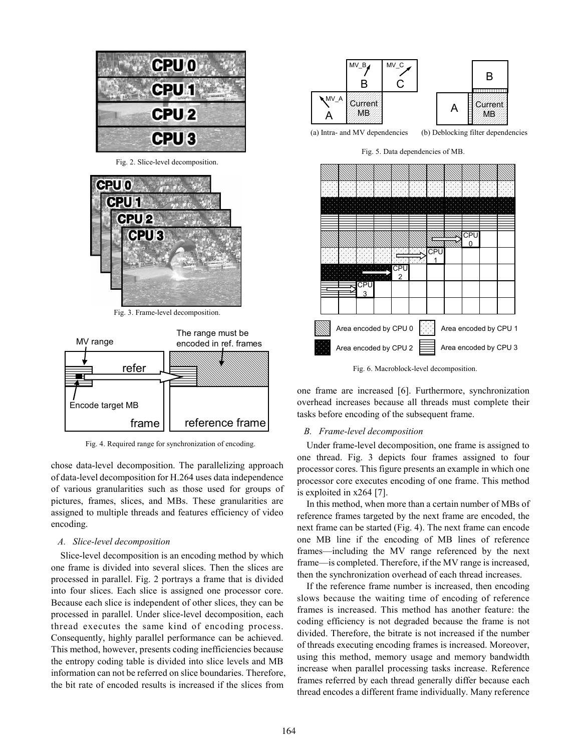Fig. 2. Slice-level decomposition.

Fig. 3. Frame-level decomposition.

Fig. 4. Required range for synchronization of encoding.

chose data-level decomposition. The parallelizing approach of data-level decomposition for H.264 uses data independence of various granularities such as those used for groups of pictures, frames, slices, and MBs. These granularities are assigned to multiple threads and features efficiency of video encoding.

### A. Slice-level decomposition

Slice-level decomposition is an encoding method by which one frame is divided into several slices. Then the slices are processed in parallel. Fig. 2 portrays a frame that is divided into four slices. Each slice is assigned one processor core. Because each slice is independent of other slices, they can be processed in parallel. Under slice-level decomposition, each thread executes the same kind of encoding process. Consequently, highly parallel performance can be achieved. This method, however, presents coding inefficiencies because the entropy coding table is divided into slice levels and MB information can not be referred on slice boundaries. Therefore, the bit rate of encoded results is increased if the slices from one frame are increased [6]. Furthermore, synchronization overhead increases because all threads must complete their tasks before encoding of the subsequent frame.

Fig. 5. Data dependencies of MB. (a) Intra- and MV dependencies (b) Deblocking filter dependencies

Fig. 6. Macroblock-level decomposition.

### B. Frame-level decomposition

Under frame-level decomposition, one frame is assigned to one thread. Fig. 3 depicts four frames assigned to four processor cores. This figure presents an example in which one processor core executes encoding of one frame. This method is exploited in x264 [7].

In this method, when more than a certain number of MBs of reference frames targeted by the next frame are encoded, the next frame can be started (Fig. 4). The next frame can encode one MB line if the encoding of MB lines of reference frames—including the MV range referenced by the next frame—is completed. Therefore, if the MV range is increased, then the synchronization overhead of each thread increases.

If the reference frame number is increased, then encoding slows because the waiting time of encoding of reference frames is increased. This method has another feature: the coding efficiency is not degraded because the frame is not divided. Therefore, the bitrate is not increased if the number of threads executing encoding frames is increased. Moreover, using this method, memory usage and memory bandwidth increase when parallel processing tasks increase. Reference frames referred by each thread generally differ because each thread encodes a different frame individually. Many reference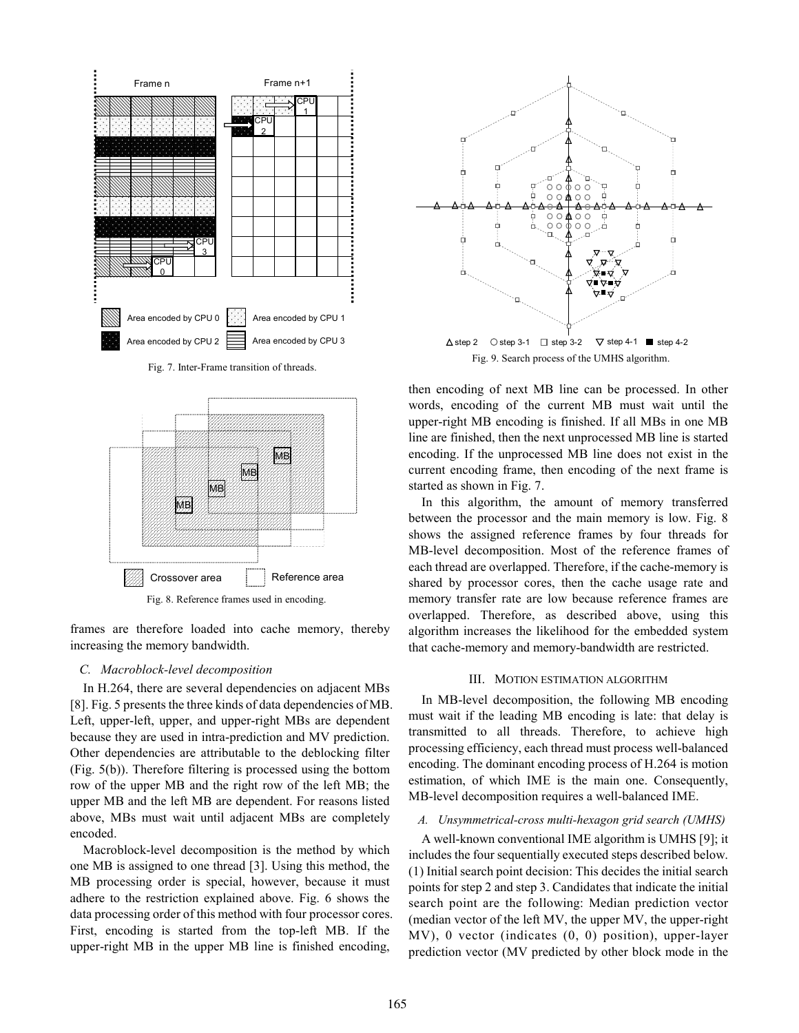Fig. 7. Inter-Frame transition of threads.

Fig. 8. Reference frames used in encoding.

frames are therefore loaded into cache memory, thereby increasing the memory bandwidth.

### C. Macroblock-level decomposition

In H.264, there are several dependencies on adjacent MBs [8]. Fig. 5 presents the three kinds of data dependencies of MB. Left, upper-left, upper, and upper-right MBs are dependent because they are used in intra-prediction and MV prediction. Other dependencies are attributable to the deblocking filter (Fig. 5(b)). Therefore filtering is processed using the bottom row of the upper MB and the right row of the left MB; the upper MB and the left MB are dependent. For reasons listed above, MBs must wait until adjacent MBs are completely encoded.

Macroblock-level decomposition is the method by which one MB is assigned to one thread [3]. Using this method, the MB processing order is special, however, because it must adhere to the restriction explained above. Fig. 6 shows the data processing order of this method with four processor cores. First, encoding is started from the top-left MB. If the upper-right MB in the upper MB line is finished encoding, then encoding of next MB line can be processed. In other words, encoding of the current MB must wait until the upper-right MB encoding is finished. If all MBs in one MB line are finished, then the next unprocessed MB line is started encoding. If the unprocessed MB line does not exist in the current encoding frame, then encoding of the next frame is started as shown in Fig. 7.

In this algorithm, the amount of memory transferred between the processor and the main memory is low. Fig. 8 shows the assigned reference frames by four threads for MB-level decomposition. Most of the reference frames of each thread are overlapped. Therefore, if the cache-memory is shared by processor cores, then the cache usage rate and memory transfer rate are low because reference frames are overlapped. Therefore, as described above, using this algorithm increases the likelihood for the embedded system that cache-memory and memory-bandwidth are restricted.

Fig. 9. Search process of the UMHS algorithm.

## III. Motion Estimation Algorithm

In MB-level decomposition, the following MB encoding must wait if the leading MB encoding is late: that delay is transmitted to all threads. Therefore, to achieve high processing efficiency, each thread must process well-balanced encoding. The dominant encoding process of H.264 is motion estimation, of which IME is the main one. Consequently, MB-level decomposition requires a well-balanced IME.

### A. Unsymmetrical-cross multi-hexagon grid search (UMHS)

A well-known conventional IME algorithm is UMHS [9]; it includes the four sequentially executed steps described below.

(1) Initial search point decision: This decides the initial search points for step 2 and step 3. Candidates that indicate the initial search point are the following: Median prediction vector (median vector of the left MV, the upper MV, the upper-right MV), 0 vector (indicates (0, 0) position), upper-layer prediction vector (MV predicted by other block mode in the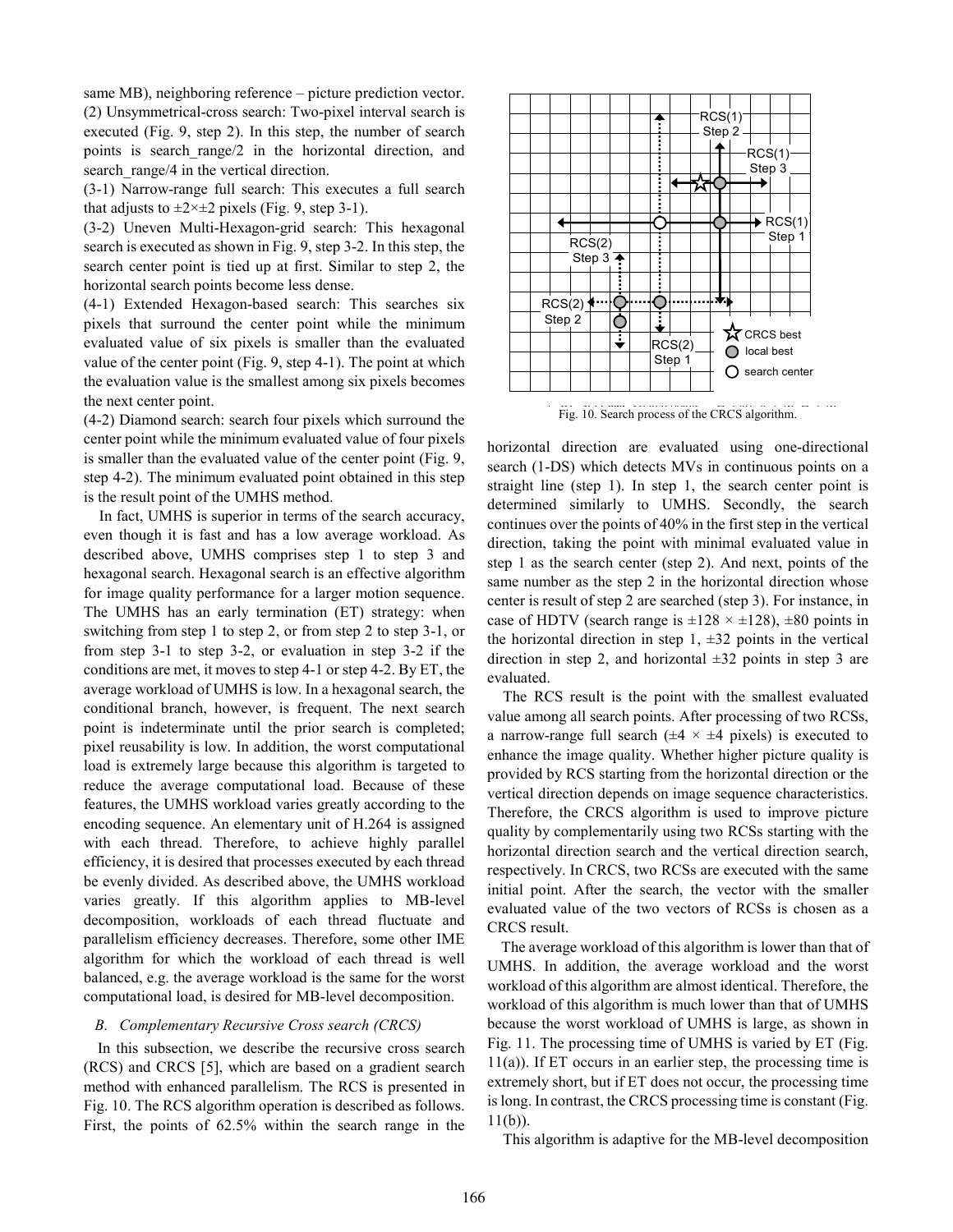same MB), neighboring reference – picture prediction vector.
(2) Unsymmetrical-cross search: Two-pixel interval search is executed (Fig. 9, step 2). In this step, the number of search points is search_range/2 in the horizontal direction, and search_range/4 in the vertical direction.
(3-1) Narrow-range full search: This executes a full search that adjusts to $\pm 2 \times \pm 2$ pixels (Fig. 9, step 3-1).
(3-2) Uneven Multi-Hexagon-grid search: This hexagonal search is executed as shown in Fig. 9, step 3-2. In this step, the search center point is tied up at first. Similar to step 2, the horizontal search points become less dense.
(4-1) Extended Hexagon-based search: This searches six pixels that surround the center point while the minimum evaluated value of six pixels is smaller than the evaluated value of the center point (Fig. 9, step 4-1). The point at which the evaluation value is the smallest among six pixels becomes the next center point.
(4-2) Diamond search: search four pixels which surround the center point while the minimum evaluated value of four pixels is smaller than the evaluated value of the center point (Fig. 9, step 4-2). The minimum evaluated point obtained in this step is the result point of the UMHS method.

In fact, UMHS is superior in terms of the search accuracy, even though it is fast and has a low average workload. As described above, UMHS comprises step 1 to step 3 and hexagonal search. Hexagonal search is an effective algorithm for image quality performance for a larger motion sequence. The UMHS has an early termination (ET) strategy: when switching from step 1 to step 2, or from step 2 to step 3-1, or from step 3-1 to step 3-2, or evaluation in step 3-2 if the conditions are met, it moves to step 4-1 or step 4-2. By ET, the average workload of UMHS is low. In a hexagonal search, the conditional branch, however, is frequent. The next search point is indeterminate until the prior search is completed; pixel reusability is low. In addition, the worst computational load is extremely large because this algorithm is targeted to reduce the average computational load. Because of these features, the UMHS workload varies greatly according to the encoding sequence. An elementary unit of H.264 is assigned with each thread. Therefore, to achieve highly parallel efficiency, it is desired that processes executed by each thread be evenly divided. As described above, the UMHS workload varies greatly. If this algorithm applies to MB-level decomposition, workloads of each thread fluctuate and parallelism efficiency decreases. Therefore, some other IME algorithm for which the workload of each thread is well balanced, e.g. the average workload is the same for the worst computational load, is desired for MB-level decomposition.

### *B. Complementary Recursive Cross search (CRCS)*

In this subsection, we describe the recursive cross search (RCS) and CRCS [5], which are based on a gradient search method with enhanced parallelism. The RCS is presented in Fig. 10. The RCS algorithm operation is described as follows. First, the points of 62.5% within the search range in the horizontal direction are evaluated using one-directional search (1-DS) which detects MVs in continuous points on a straight line (step 1). In step 1, the search center point is determined similarly to UMHS. Secondly, the search continues over the points of 40% in the first step in the vertical direction, taking the point with minimal evaluated value in step 1 as the search center (step 2). And next, points of the same number as the step 2 in the horizontal direction whose center is result of step 2 are searched (step 3). For instance, in case of HDTV (search range is $\pm 128 \times \pm 128$), $\pm 80$ points in the horizontal direction in step 1, $\pm 32$ points in the vertical direction in step 2, and horizontal $\pm 32$ points in step 3 are evaluated.

Fig. 10. Search process of the CRCS algorithm.

The RCS result is the point with the smallest evaluated value among all search points. After processing of two RCSs, a narrow-range full search ($\pm 4 \times \pm 4$ pixels) is executed to enhance the image quality. Whether higher picture quality is provided by RCS starting from the horizontal direction or the vertical direction depends on image sequence characteristics. Therefore, the CRCS algorithm is used to improve picture quality by complementarily using two RCSs starting with the horizontal direction search and the vertical direction search, respectively. In CRCS, two RCSs are executed with the same initial point. After the search, the vector with the smaller evaluated value of the two vectors of RCSs is chosen as a CRCS result.

The average workload of this algorithm is lower than that of UMHS. In addition, the average workload and the worst workload of this algorithm are almost identical. Therefore, the workload of this algorithm is much lower than that of UMHS because the worst workload of UMHS is large, as shown in Fig. 11. The processing time of UMHS is varied by ET (Fig. 11(a)). If ET occurs in an earlier step, the processing time is extremely short, but if ET does not occur, the processing time is long. In contrast, the CRCS processing time is constant (Fig. 11(b)).

This algorithm is adaptive for the MB-level decomposition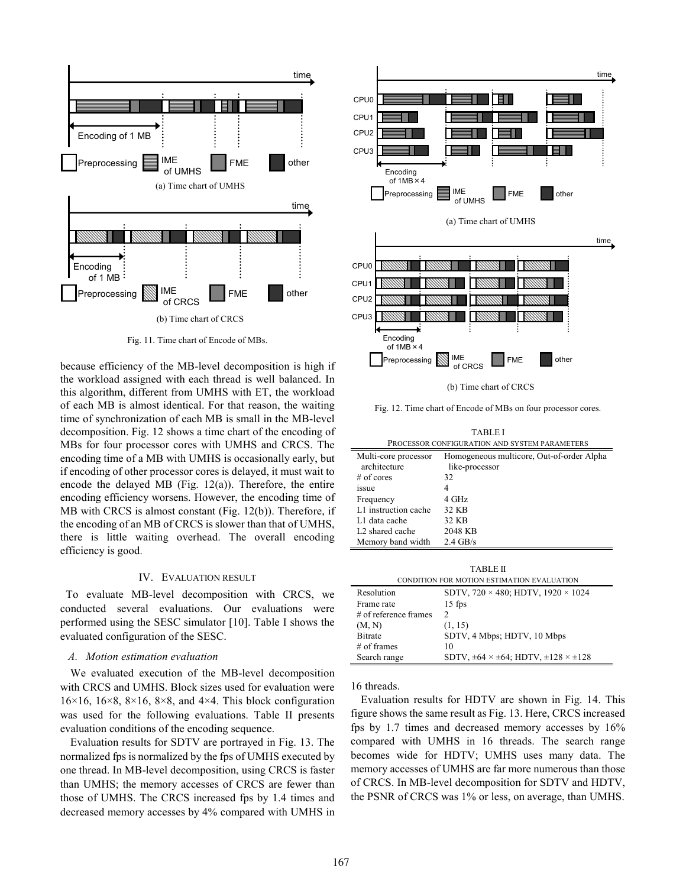Fig. 11. Time chart of Encode of MBs.

(a) Time chart of UMHS

(b) Time chart of CRCS

because efficiency of the MB-level decomposition is high if the workload assigned with each thread is well balanced. In this algorithm, different from UMHS with ET, the workload of each MB is almost identical. For that reason, the waiting time of synchronization of each MB is small in the MB-level decomposition. Fig. 12 shows a time chart of the encoding of MBs for four processor cores with UMHS and CRCS. The encoding time of a MB with UMHS is occasionally early, but if encoding of other processor cores is delayed, it must wait to encode the delayed MB (Fig. 12(a)). Therefore, the entire encoding efficiency worsens. However, the encoding time of MB with CRCS is almost constant (Fig. 12(b)). Therefore, if the encoding of an MB of CRCS is slower than that of UMHS, there is little waiting overhead. The overall encoding efficiency is good.

## IV. Evaluation Result

To evaluate MB-level decomposition with CRCS, we conducted several evaluations. Our evaluations were performed using the SESC simulator [10]. Table I shows the evaluated configuration of the SESC.

### *A. Motion estimation evaluation*

We evaluated execution of the MB-level decomposition with CRCS and UMHS. Block sizes used for evaluation were 16×16, 16×8, 8×16, 8×8, and 4×4. This block configuration was used for the following evaluations. Table II presents evaluation conditions of the encoding sequence.

Evaluation results for SDTV are portrayed in Fig. 13. The normalized fps is normalized by the fps of UMHS executed by one thread. In MB-level decomposition, using CRCS is faster than UMHS; the memory accesses of CRCS are fewer than those of UMHS. The CRCS increased fps by 1.4 times and decreased memory accesses by 4% compared with UMHS in 16 threads.

Evaluation results for HDTV are shown in Fig. 14. This figure shows the same result as Fig. 13. Here, CRCS increased fps by 1.7 times and decreased memory accesses by 16% compared with UMHS in 16 threads. The search range becomes wide for HDTV; UMHS uses many data. The memory accesses of UMHS are far more numerous than those of CRCS. In MB-level decomposition for SDTV and HDTV, the PSNR of CRCS was 1% or less, on average, than UMHS.

(a) Time chart of UMHS

(b) Time chart of CRCS

Fig. 12. Time chart of Encode of MBs on four processor cores.

TABLE I
PROCESSOR CONFIGURATION AND SYSTEM PARAMETERS

| | |
|---|---|
| Multi-core processor architecture | Homogeneous multicore, Out-of-order Alpha like-processor |
| # of cores | 32 |
| issue | 4 |
| Frequency | 4 GHz |
| L1 instruction cache | 32 KB |
| L1 data cache | 32 KB |
| L2 shared cache | 2048 KB |
| Memory band width | 2.4 GB/s |

TABLE II
CONDITION FOR MOTION ESTIMATION EVALUATION

| | |
|---|---|
| Resolution | SDTV, 720 × 480; HDTV, 1920 × 1024 |
| Frame rate | 15 fps |
| # of reference frames | 2 |
| (M, N) | (1, 15) |
| Bitrate | SDTV, 4 Mbps; HDTV, 10 Mbps |
| # of frames | 10 |
| Search range | SDTV, ±64 × ±64; HDTV, ±128 × ±128 |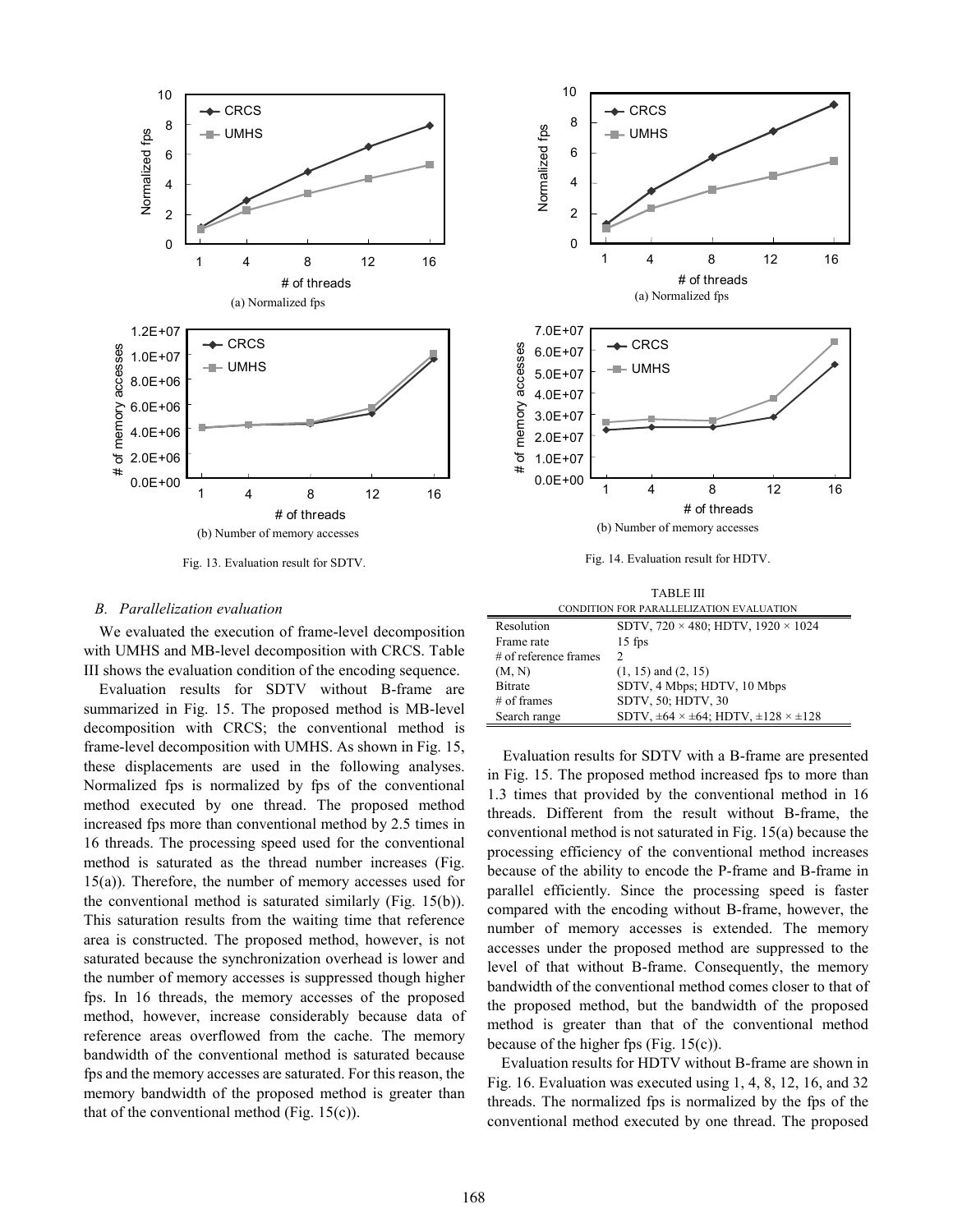Fig. 13. Evaluation result for SDTV.

(a) Normalized fps

(b) Number of memory accesses

Fig. 14. Evaluation result for HDTV.

(a) Normalized fps

(b) Number of memory accesses

### *B. Parallelization evaluation*

We evaluated the execution of frame-level decomposition with UMHS and MB-level decomposition with CRCS. Table III shows the evaluation condition of the encoding sequence.

Evaluation results for SDTV without B-frame are summarized in Fig. 15. The proposed method is MB-level decomposition with CRCS; the conventional method is frame-level decomposition with UMHS. As shown in Fig. 15, these displacements are used in the following analyses. Normalized fps is normalized by fps of the conventional method executed by one thread. The proposed method increased fps more than conventional method by 2.5 times in 16 threads. The processing speed used for the conventional method is saturated as the thread number increases (Fig. 15(a)). Therefore, the number of memory accesses used for the conventional method is saturated similarly (Fig. 15(b)). This saturation results from the waiting time that reference area is constructed. The proposed method, however, is not saturated because the synchronization overhead is lower and the number of memory accesses is suppressed though higher fps. In 16 threads, the memory accesses of the proposed method, however, increase considerably because data of reference areas overflowed from the cache. The memory bandwidth of the conventional method is saturated because fps and the memory accesses are saturated. For this reason, the memory bandwidth of the proposed method is greater than that of the conventional method (Fig. 15(c)).

TABLE III
CONDITION FOR PARALLELIZATION EVALUATION

| | |
|---|---|
| Resolution | SDTV, 720 × 480; HDTV, 1920 × 1024 |
| Frame rate | 15 fps |
| # of reference frames | 2 |
| (M, N) | (1, 15) and (2, 15) |
| Bitrate | SDTV, 4 Mbps; HDTV, 10 Mbps |
| # of frames | SDTV, 50; HDTV, 30 |
| Search range | SDTV, ±64 × ±64; HDTV, ±128 × ±128 |

Evaluation results for SDTV with a B-frame are presented in Fig. 15. The proposed method increased fps to more than 1.3 times that provided by the conventional method in 16 threads. Different from the result without B-frame, the conventional method is not saturated in Fig. 15(a) because the processing efficiency of the conventional method increases because of the ability to encode the P-frame and B-frame in parallel efficiently. Since the processing speed is faster compared with the encoding without B-frame, however, the number of memory accesses is extended. The memory accesses under the proposed method are suppressed to the level of that without B-frame. Consequently, the memory bandwidth of the conventional method comes closer to that of the proposed method, but the bandwidth of the proposed method is greater than that of the conventional method because of the higher fps (Fig. 15(c)).

Evaluation results for HDTV without B-frame are shown in Fig. 16. Evaluation was executed using 1, 4, 8, 12, 16, and 32 threads. The normalized fps is normalized by the fps of the conventional method executed by one thread. The proposed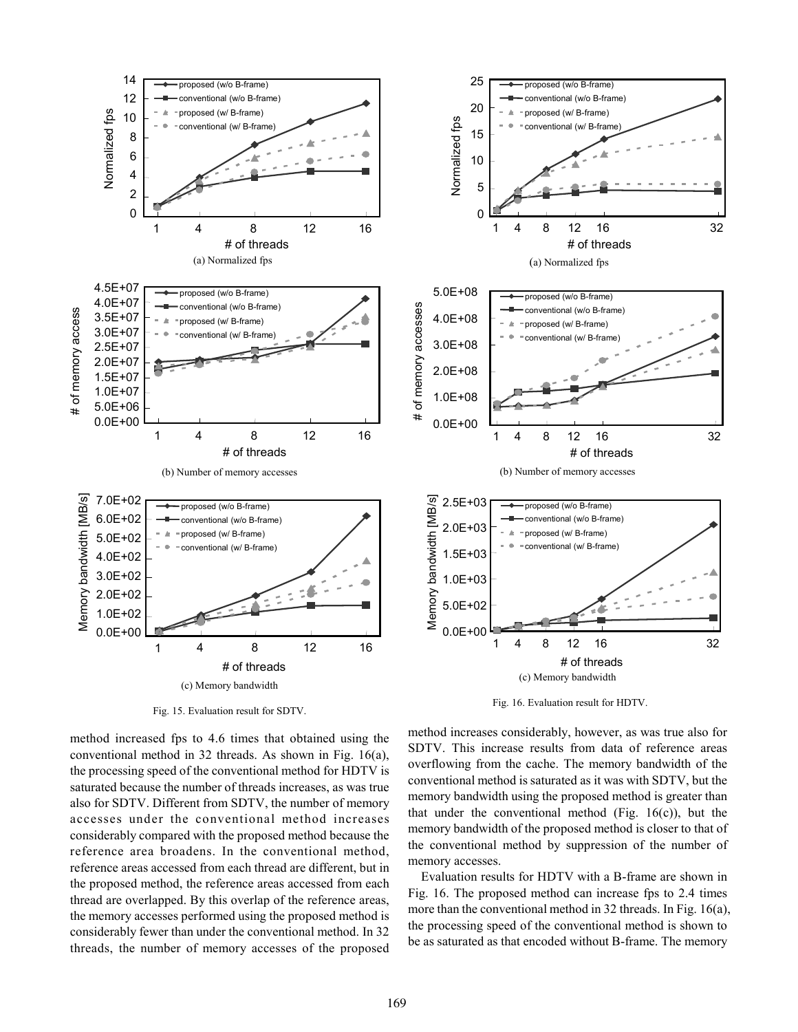Fig. 15. Evaluation result for SDTV.

Fig. 16. Evaluation result for HDTV.

method increased fps to 4.6 times that obtained using the conventional method in 32 threads. As shown in Fig. 16(a), the processing speed of the conventional method for HDTV is saturated because the number of threads increases, as was true also for SDTV. Different from SDTV, the number of memory accesses under the conventional method increases considerably compared with the proposed method because the reference area broadens. In the conventional method, reference areas accessed from each thread are different, but in the proposed method, the reference areas accessed from each thread are overlapped. By this overlap of the reference areas, the memory accesses performed using the proposed method is considerably fewer than under the conventional method. In 32 threads, the number of memory accesses of the proposed method increases considerably, however, as was true also for SDTV. This increase results from data of reference areas overflowing from the cache. The memory bandwidth of the conventional method is saturated as it was with SDTV, but the memory bandwidth using the proposed method is greater than that under the conventional method (Fig. 16(c)), but the memory bandwidth of the proposed method is closer to that of the conventional method by suppression of the number of memory accesses.

Evaluation results for HDTV with a B-frame are shown in Fig. 16. The proposed method can increase fps to 2.4 times more than the conventional method in 32 threads. In Fig. 16(a), the processing speed of the conventional method is shown to be as saturated as that encoded without B-frame. The memory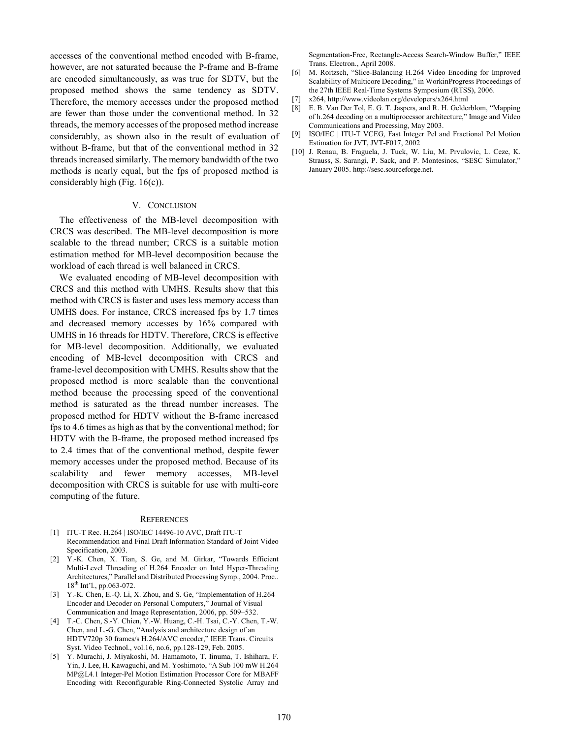accesses of the conventional method encoded with B-frame, however, are not saturated because the P-frame and B-frame are encoded simultaneously, as was true for SDTV, but the proposed method shows the same tendency as SDTV. Therefore, the memory accesses under the proposed method are fewer than those under the conventional method. In 32 threads, the memory accesses of the proposed method increase considerably, as shown also in the result of evaluation of without B-frame, but that of the conventional method in 32 threads increased similarly. The memory bandwidth of the two methods is nearly equal, but the fps of proposed method is considerably high (Fig. 16(c)).

## V. Conclusion

The effectiveness of the MB-level decomposition with CRCS was described. The MB-level decomposition is more scalable to the thread number; CRCS is a suitable motion estimation method for MB-level decomposition because the workload of each thread is well balanced in CRCS.

We evaluated encoding of MB-level decomposition with CRCS and this method with UMHS. Results show that this method with CRCS is faster and uses less memory access than UMHS does. For instance, CRCS increased fps by 1.7 times and decreased memory accesses by 16% compared with UMHS in 16 threads for HDTV. Therefore, CRCS is effective for MB-level decomposition. Additionally, we evaluated encoding of MB-level decomposition with CRCS and frame-level decomposition with UMHS. Results show that the proposed method is more scalable than the conventional method because the processing speed of the conventional method is saturated as the thread number increases. The proposed method for HDTV without the B-frame increased fps to 4.6 times as high as that by the conventional method; for HDTV with the B-frame, the proposed method increased fps to 2.4 times that of the conventional method, despite fewer memory accesses under the proposed method. Because of its scalability and fewer memory accesses, MB-level decomposition with CRCS is suitable for use with multi-core computing of the future.

## References

[1] ITU-T Rec. H.264 | ISO/IEC 14496-10 AVC, Draft ITU-T Recommendation and Final Draft Information Standard of Joint Video Specification, 2003.

[2] Y.-K. Chen, X. Tian, S. Ge, and M. Girkar, "Towards Efficient Multi-Level Threading of H.264 Encoder on Intel Hyper-Threading Architectures," Parallel and Distributed Processing Symp., 2004. Proc.. 18th Int'l., pp.063-072.

[3] Y.-K. Chen, E.-Q. Li, X. Zhou, and S. Ge, "Implementation of H.264 Encoder and Decoder on Personal Computers," Journal of Visual Communication and Image Representation, 2006, pp. 509–532.

[4] T.-C. Chen, S.-Y. Chien, Y.-W. Huang, C.-H. Tsai, C.-Y. Chen, T.-W. Chen, and L.-G. Chen, "Analysis and architecture design of an HDTV720p 30 frames/s H.264/AVC encoder," IEEE Trans. Circuits Syst. Video Technol., vol.16, no.6, pp.128-129, Feb. 2005.

[5] Y. Murachi, J. Miyakoshi, M. Hamamoto, T. Iinuma, T. Ishihara, F. Yin, J. Lee, H. Kawaguchi, and M. Yoshimoto, "A Sub 100 mW H.264 MP@L4.1 Integer-Pel Motion Estimation Processor Core for MBAFF Encoding with Reconfigurable Ring-Connected Systolic Array and Segmentation-Free, Rectangle-Access Search-Window Buffer," IEEE Trans. Electron., April 2008.

[6] M. Roitzsch, "Slice-Balancing H.264 Video Encoding for Improved Scalability of Multicore Decoding," in WorkinProgress Proceedings of the 27th IEEE Real-Time Systems Symposium (RTSS), 2006.

[7] x264, http://www.videolan.org/developers/x264.html

[8] E. B. Van Der Tol, E. G. T. Jaspers, and R. H. Gelderblom, "Mapping of h.264 decoding on a multiprocessor architecture," Image and Video Communications and Processing, May 2003.

[9] ISO/IEC | ITU-T VCEG, Fast Integer Pel and Fractional Pel Motion Estimation for JVT, JVT-F017, 2002

[10] J. Renau, B. Fraguela, J. Tuck, W. Liu, M. Prvulovic, L. Ceze, K. Strauss, S. Sarangi, P. Sack, and P. Montesinos, "SESC Simulator," January 2005. http://sesc.sourceforge.net.